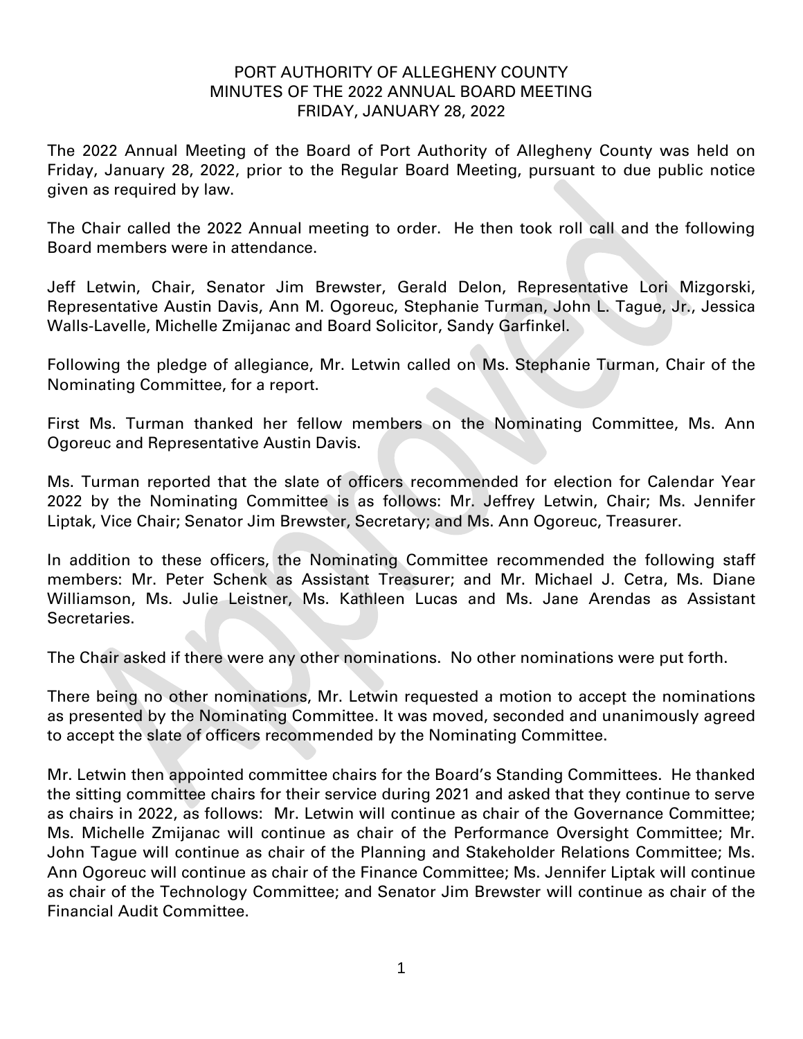# PORT AUTHORITY OF ALLEGHENY COUNTY
## MINUTES OF THE 2022 ANNUAL BOARD MEETING
## FRIDAY, JANUARY 28, 2022

The 2022 Annual Meeting of the Board of Port Authority of Allegheny County was held on Friday, January 28, 2022, prior to the Regular Board Meeting, pursuant to due public notice given as required by law.

The Chair called the 2022 Annual meeting to order. He then took roll call and the following Board members were in attendance.

Jeff Letwin, Chair, Senator Jim Brewster, Gerald Delon, Representative Lori Mizgorski, Representative Austin Davis, Ann M. Ogoreuc, Stephanie Turman, John L. Tague, Jr., Jessica Walls-Lavelle, Michelle Zmijanac and Board Solicitor, Sandy Garfinkel.

Following the pledge of allegiance, Mr. Letwin called on Ms. Stephanie Turman, Chair of the Nominating Committee, for a report.

First Ms. Turman thanked her fellow members on the Nominating Committee, Ms. Ann Ogoreuc and Representative Austin Davis.

Ms. Turman reported that the slate of officers recommended for election for Calendar Year 2022 by the Nominating Committee is as follows: Mr. Jeffrey Letwin, Chair; Ms. Jennifer Liptak, Vice Chair; Senator Jim Brewster, Secretary; and Ms. Ann Ogoreuc, Treasurer.

In addition to these officers, the Nominating Committee recommended the following staff members: Mr. Peter Schenk as Assistant Treasurer; and Mr. Michael J. Cetra, Ms. Diane Williamson, Ms. Julie Leistner, Ms. Kathleen Lucas and Ms. Jane Arendas as Assistant Secretaries.

The Chair asked if there were any other nominations. No other nominations were put forth.

There being no other nominations, Mr. Letwin requested a motion to accept the nominations as presented by the Nominating Committee. It was moved, seconded and unanimously agreed to accept the slate of officers recommended by the Nominating Committee.

Mr. Letwin then appointed committee chairs for the Board's Standing Committees. He thanked the sitting committee chairs for their service during 2021 and asked that they continue to serve as chairs in 2022, as follows: Mr. Letwin will continue as chair of the Governance Committee; Ms. Michelle Zmijanac will continue as chair of the Performance Oversight Committee; Mr. John Tague will continue as chair of the Planning and Stakeholder Relations Committee; Ms. Ann Ogoreuc will continue as chair of the Finance Committee; Ms. Jennifer Liptak will continue as chair of the Technology Committee; and Senator Jim Brewster will continue as chair of the Financial Audit Committee.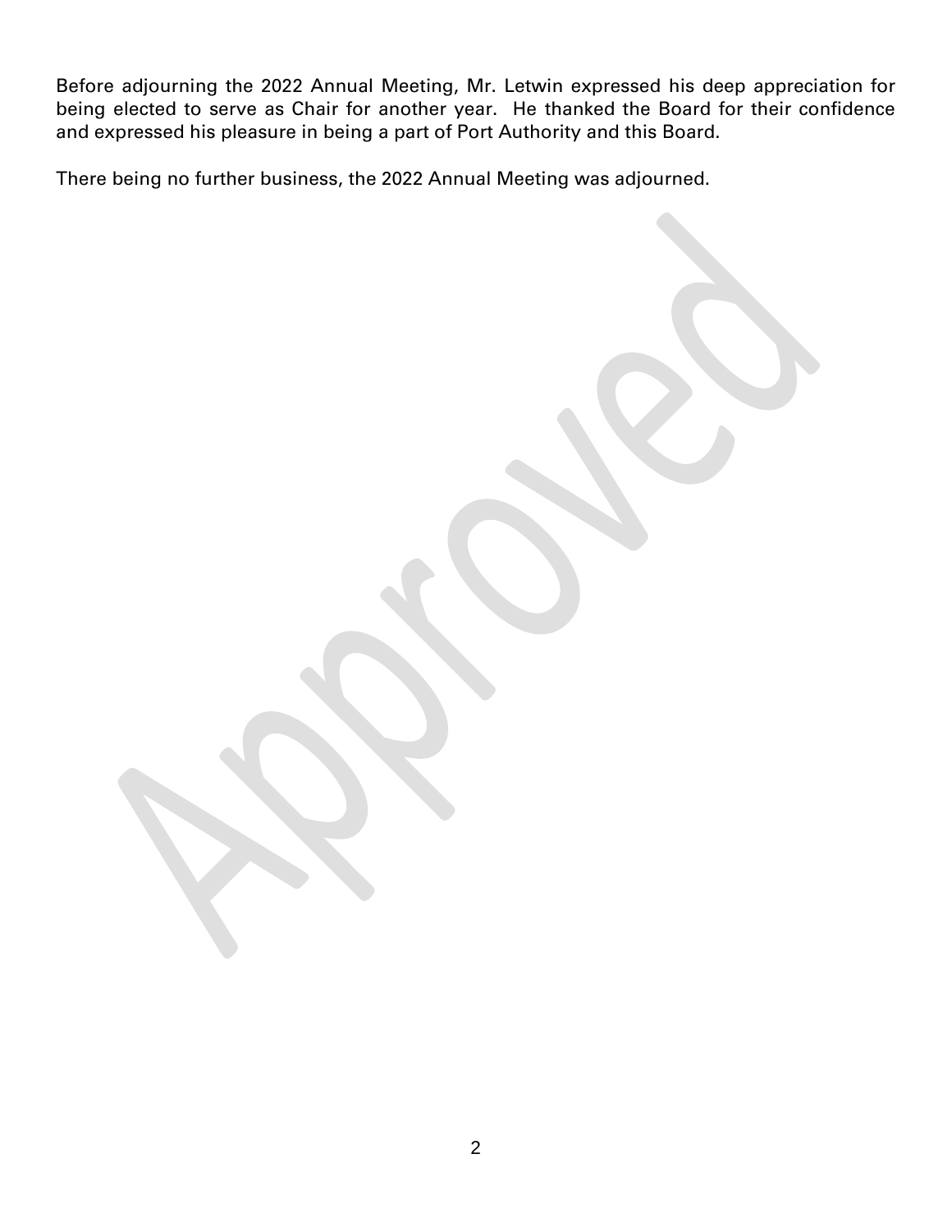Before adjourning the 2022 Annual Meeting, Mr. Letwin expressed his deep appreciation for being elected to serve as Chair for another year. He thanked the Board for their confidence and expressed his pleasure in being a part of Port Authority and this Board.

There being no further business, the 2022 Annual Meeting was adjourned.